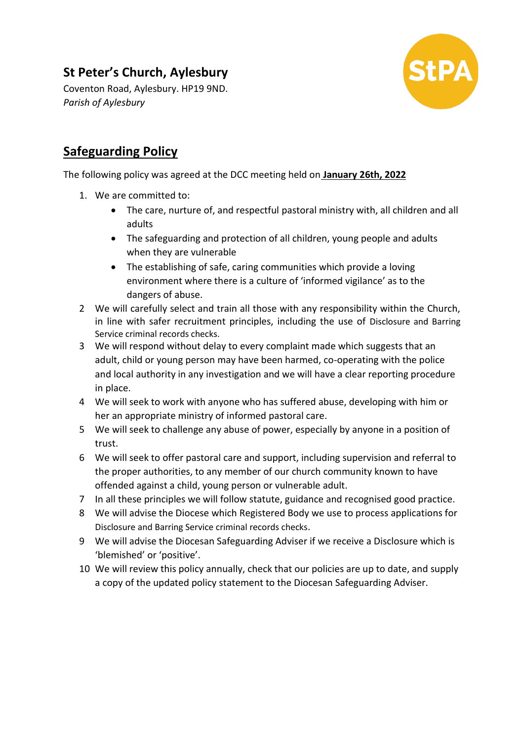## St Peter's Church, Aylesbury

Coventon Road, Aylesbury. HP19 9ND.
*Parish of Aylesbury*

## **Safeguarding Policy**

The following policy was agreed at the DCC meeting held on **January 26th, 2022**

1. We are committed to:
    - The care, nurture of, and respectful pastoral ministry with, all children and all adults
    - The safeguarding and protection of all children, young people and adults when they are vulnerable
    - The establishing of safe, caring communities which provide a loving environment where there is a culture of 'informed vigilance' as to the dangers of abuse.
2. We will carefully select and train all those with any responsibility within the Church, in line with safer recruitment principles, including the use of Disclosure and Barring Service criminal records checks.
3. We will respond without delay to every complaint made which suggests that an adult, child or young person may have been harmed, co-operating with the police and local authority in any investigation and we will have a clear reporting procedure in place.
4. We will seek to work with anyone who has suffered abuse, developing with him or her an appropriate ministry of informed pastoral care.
5. We will seek to challenge any abuse of power, especially by anyone in a position of trust.
6. We will seek to offer pastoral care and support, including supervision and referral to the proper authorities, to any member of our church community known to have offended against a child, young person or vulnerable adult.
7. In all these principles we will follow statute, guidance and recognised good practice.
8. We will advise the Diocese which Registered Body we use to process applications for Disclosure and Barring Service criminal records checks.
9. We will advise the Diocesan Safeguarding Adviser if we receive a Disclosure which is 'blemished' or 'positive'.
10. We will review this policy annually, check that our policies are up to date, and supply a copy of the updated policy statement to the Diocesan Safeguarding Adviser.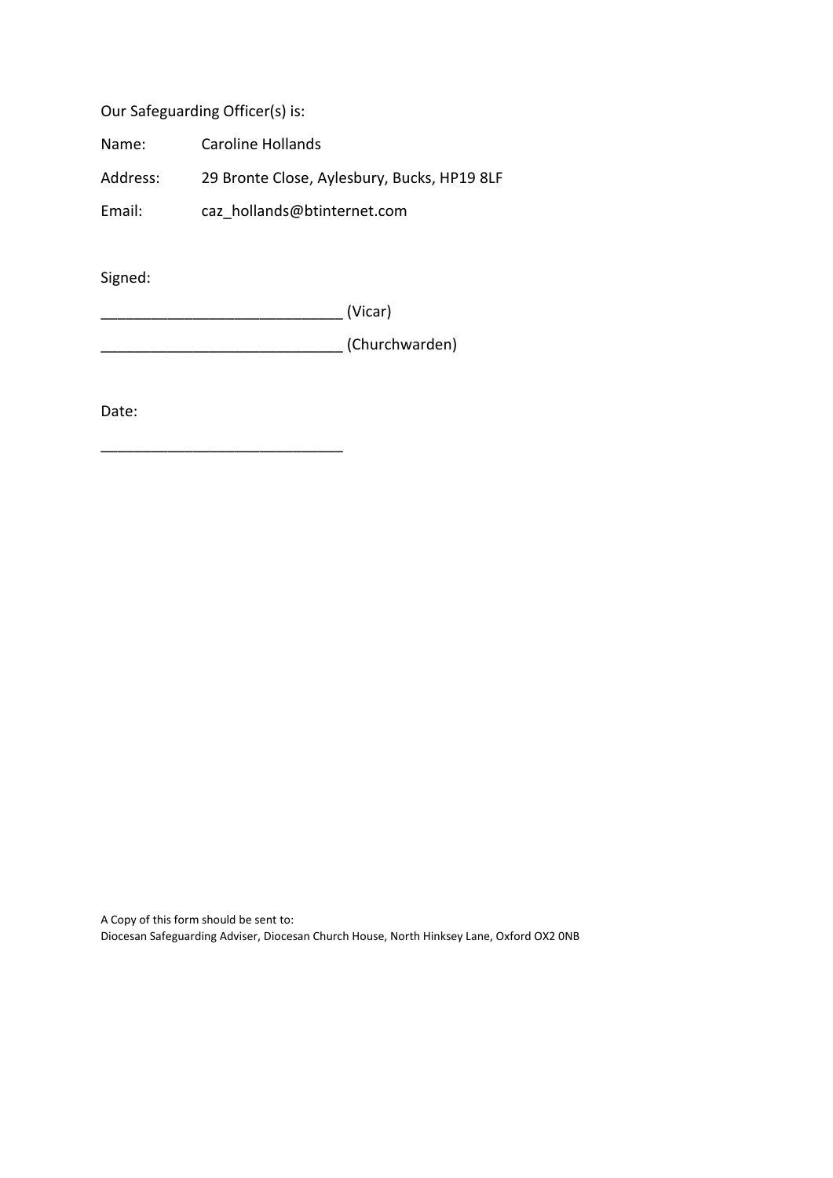Our Safeguarding Officer(s) is:

Name: Caroline Hollands

Address: 29 Bronte Close, Aylesbury, Bucks, HP19 8LF

Email: caz_hollands@btinternet.com

Signed:

_____________________________ (Vicar)

_____________________________ (Churchwarden)

Date:

_____________________________

A Copy of this form should be sent to:
Diocesan Safeguarding Adviser, Diocesan Church House, North Hinksey Lane, Oxford OX2 0NB